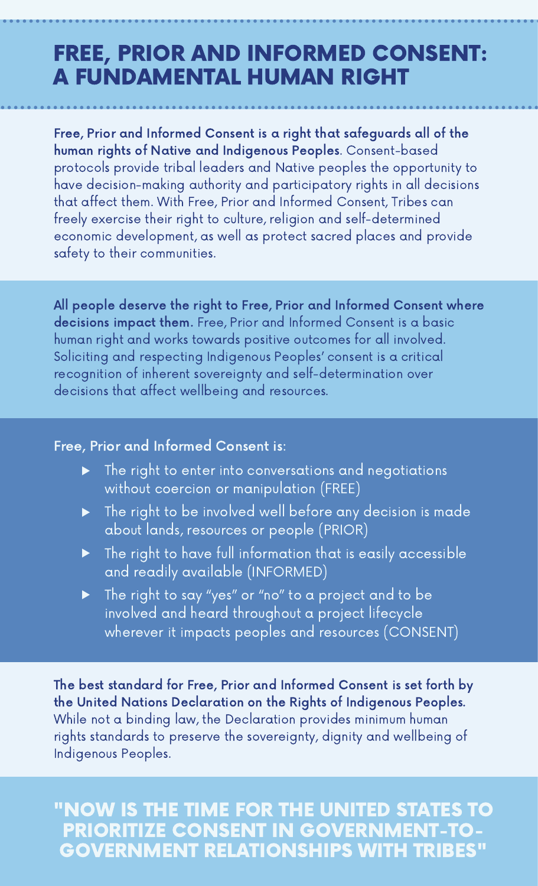# FREE, PRIOR AND INFORMED CONSENT: A FUNDAMENTAL HUMAN RIGHT

**Free, Prior and Informed Consent is a right that safeguards all of the human rights of Native and Indigenous Peoples**. Consent-based protocols provide tribal leaders and Native peoples the opportunity to have decision-making authority and participatory rights in all decisions that affect them. With Free, Prior and Informed Consent, Tribes can freely exercise their right to culture, religion and self-determined economic development, as well as protect sacred places and provide safety to their communities.

**All people deserve the right to Free, Prior and Informed Consent where decisions impact them.** Free, Prior and Informed Consent is a basic human right and works towards positive outcomes for all involved. Soliciting and respecting Indigenous Peoples' consent is a critical recognition of inherent sovereignty and self-determination over decisions that affect wellbeing and resources.

**Free, Prior and Informed Consent is:**

- The right to enter into conversations and negotiations without coercion or manipulation (FREE)
- The right to be involved well before any decision is made about lands, resources or people (PRIOR)
- The right to have full information that is easily accessible and readily available (INFORMED)
- The right to say "yes" or "no" to a project and to be involved and heard throughout a project lifecycle wherever it impacts peoples and resources (CONSENT)

**The best standard for Free, Prior and Informed Consent is set forth by the United Nations Declaration on the Rights of Indigenous Peoples.** While not a binding law, the Declaration provides minimum human rights standards to preserve the sovereignty, dignity and wellbeing of Indigenous Peoples.

## "NOW IS THE TIME FOR THE UNITED STATES TO PRIORITIZE CONSENT IN GOVERNMENT-TO-GOVERNMENT RELATIONSHIPS WITH TRIBES"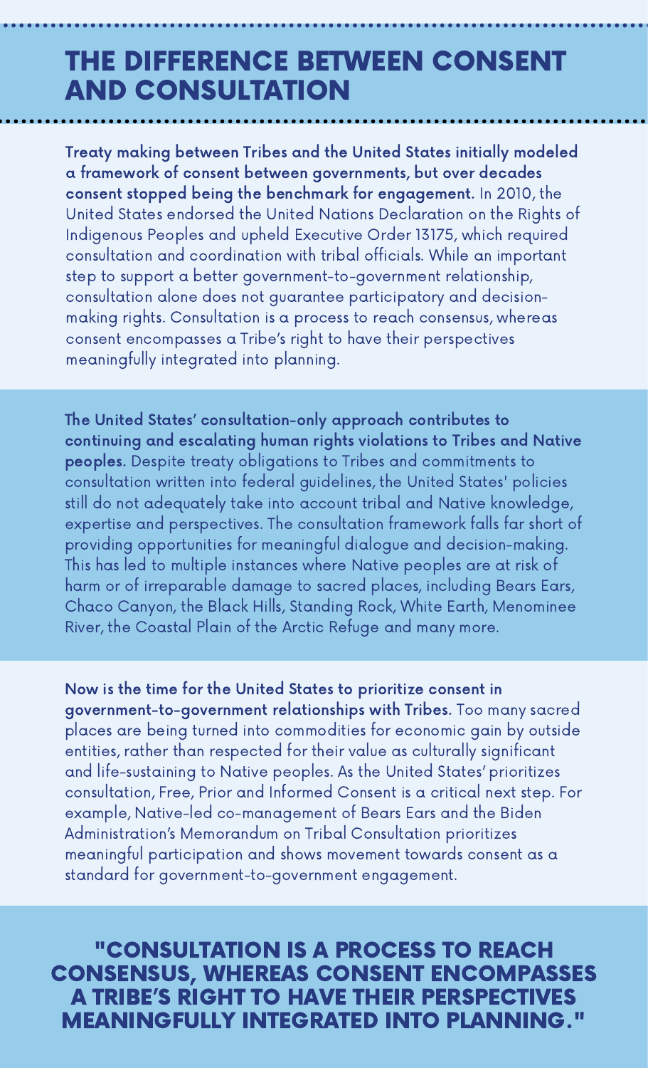# THE DIFFERENCE BETWEEN CONSENT AND CONSULTATION

**Treaty making between Tribes and the United States initially modeled a framework of consent between governments, but over decades consent stopped being the benchmark for engagement.** In 2010, the United States endorsed the United Nations Declaration on the Rights of Indigenous Peoples and upheld Executive Order 13175, which required consultation and coordination with tribal officials. While an important step to support a better government-to-government relationship, consultation alone does not guarantee participatory and decision-making rights. Consultation is a process to reach consensus, whereas consent encompasses a Tribe's right to have their perspectives meaningfully integrated into planning.

**The United States' consultation-only approach contributes to continuing and escalating human rights violations to Tribes and Native peoples.** Despite treaty obligations to Tribes and commitments to consultation written into federal guidelines, the United States' policies still do not adequately take into account tribal and Native knowledge, expertise and perspectives. The consultation framework falls far short of providing opportunities for meaningful dialogue and decision-making. This has led to multiple instances where Native peoples are at risk of harm or of irreparable damage to sacred places, including Bears Ears, Chaco Canyon, the Black Hills, Standing Rock, White Earth, Menominee River, the Coastal Plain of the Arctic Refuge and many more.

**Now is the time for the United States to prioritize consent in government-to-government relationships with Tribes.** Too many sacred places are being turned into commodities for economic gain by outside entities, rather than respected for their value as culturally significant and life-sustaining to Native peoples. As the United States' prioritizes consultation, Free, Prior and Informed Consent is a critical next step. For example, Native-led co-management of Bears Ears and the Biden Administration's Memorandum on Tribal Consultation prioritizes meaningful participation and shows movement towards consent as a standard for government-to-government engagement.

**"CONSULTATION IS A PROCESS TO REACH CONSENSUS, WHEREAS CONSENT ENCOMPASSES A TRIBE'S RIGHT TO HAVE THEIR PERSPECTIVES MEANINGFULLY INTEGRATED INTO PLANNING."**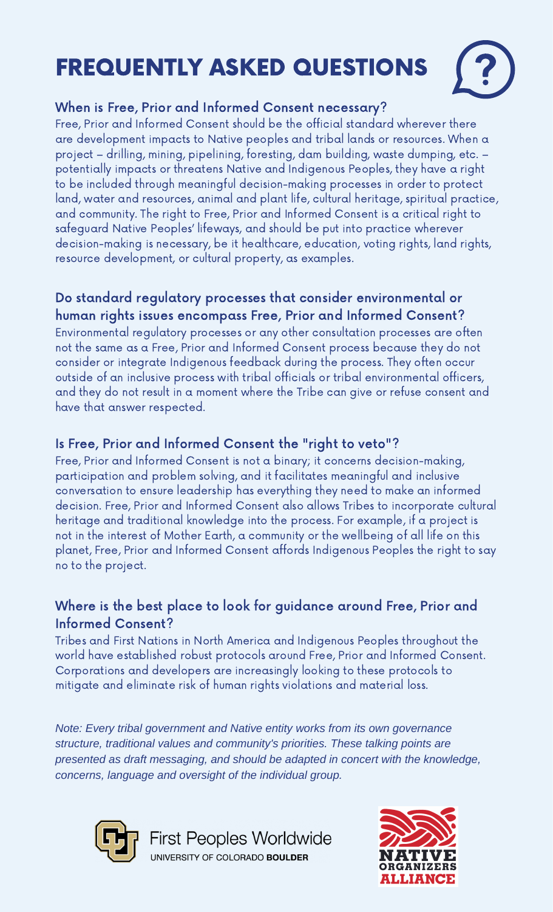# FREQUENTLY ASKED QUESTIONS

### When is Free, Prior and Informed Consent necessary?

Free, Prior and Informed Consent should be the official standard wherever there are development impacts to Native peoples and tribal lands or resources. When a project – drilling, mining, pipelining, foresting, dam building, waste dumping, etc. – potentially impacts or threatens Native and Indigenous Peoples, they have a right to be included through meaningful decision-making processes in order to protect land, water and resources, animal and plant life, cultural heritage, spiritual practice, and community. The right to Free, Prior and Informed Consent is a critical right to safeguard Native Peoples' lifeways, and should be put into practice wherever decision-making is necessary, be it healthcare, education, voting rights, land rights, resource development, or cultural property, as examples.

### Do standard regulatory processes that consider environmental or human rights issues encompass Free, Prior and Informed Consent?

Environmental regulatory processes or any other consultation processes are often not the same as a Free, Prior and Informed Consent process because they do not consider or integrate Indigenous feedback during the process. They often occur outside of an inclusive process with tribal officials or tribal environmental officers, and they do not result in a moment where the Tribe can give or refuse consent and have that answer respected.

### Is Free, Prior and Informed Consent the "right to veto"?

Free, Prior and Informed Consent is not a binary; it concerns decision-making, participation and problem solving, and it facilitates meaningful and inclusive conversation to ensure leadership has everything they need to make an informed decision. Free, Prior and Informed Consent also allows Tribes to incorporate cultural heritage and traditional knowledge into the process. For example, if a project is not in the interest of Mother Earth, a community or the wellbeing of all life on this planet, Free, Prior and Informed Consent affords Indigenous Peoples the right to say no to the project.

### Where is the best place to look for guidance around Free, Prior and Informed Consent?

Tribes and First Nations in North America and Indigenous Peoples throughout the world have established robust protocols around Free, Prior and Informed Consent. Corporations and developers are increasingly looking to these protocols to mitigate and eliminate risk of human rights violations and material loss.

*Note: Every tribal government and Native entity works from its own governance structure, traditional values and community's priorities. These talking points are presented as draft messaging, and should be adapted in concert with the knowledge, concerns, language and oversight of the individual group.*

First Peoples Worldwide
UNIVERSITY OF COLORADO **BOULDER**

NATIVE ORGANIZERS ALLIANCE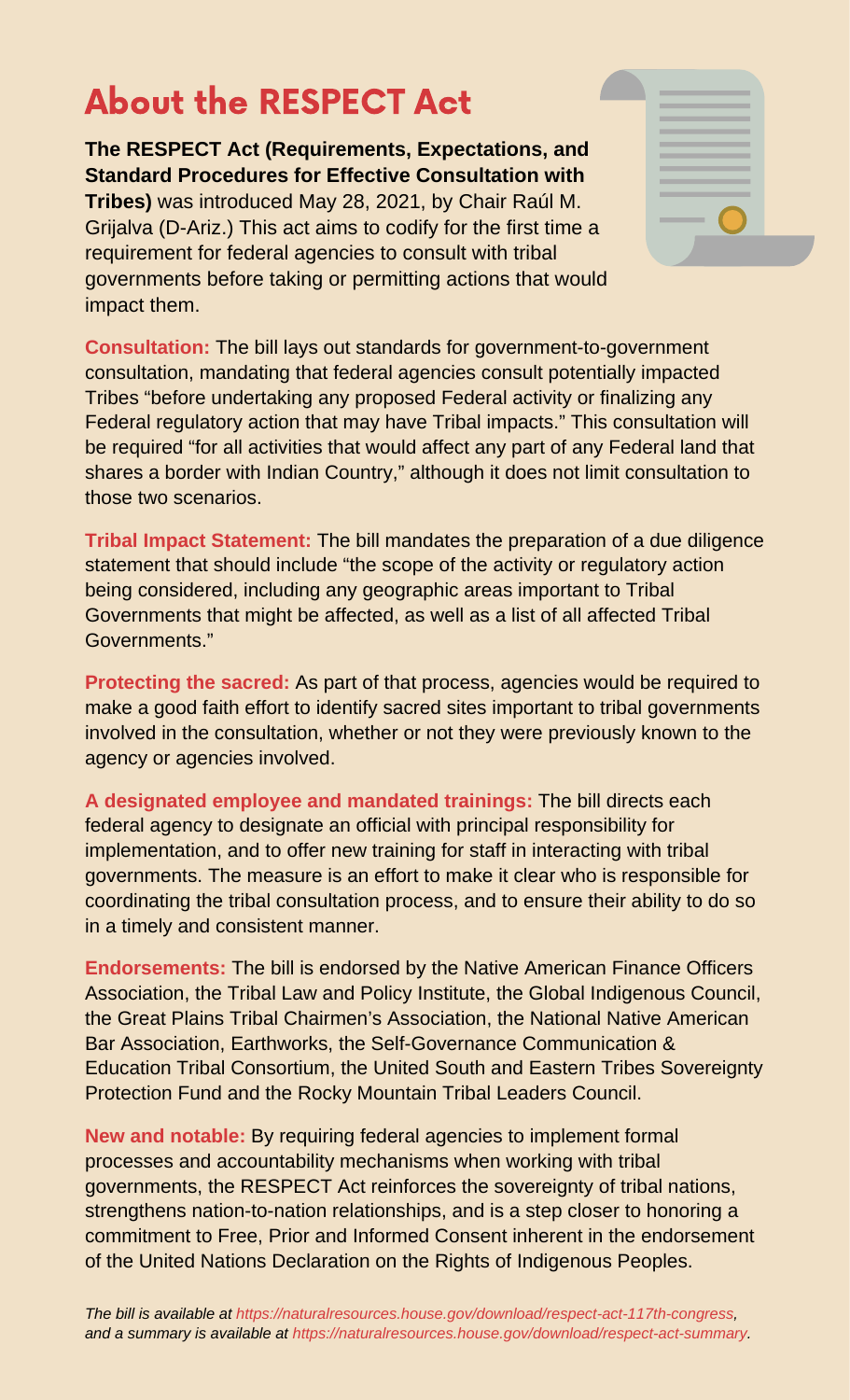# About the RESPECT Act

**The RESPECT Act (Requirements, Expectations, and Standard Procedures for Effective Consultation with Tribes)** was introduced May 28, 2021, by Chair Raúl M. Grijalva (D-Ariz.) This act aims to codify for the first time a requirement for federal agencies to consult with tribal governments before taking or permitting actions that would impact them.

**Consultation:** The bill lays out standards for government-to-government consultation, mandating that federal agencies consult potentially impacted Tribes "before undertaking any proposed Federal activity or finalizing any Federal regulatory action that may have Tribal impacts." This consultation will be required "for all activities that would affect any part of any Federal land that shares a border with Indian Country," although it does not limit consultation to those two scenarios.

**Tribal Impact Statement:** The bill mandates the preparation of a due diligence statement that should include "the scope of the activity or regulatory action being considered, including any geographic areas important to Tribal Governments that might be affected, as well as a list of all affected Tribal Governments."

**Protecting the sacred:** As part of that process, agencies would be required to make a good faith effort to identify sacred sites important to tribal governments involved in the consultation, whether or not they were previously known to the agency or agencies involved.

**A designated employee and mandated trainings:** The bill directs each federal agency to designate an official with principal responsibility for implementation, and to offer new training for staff in interacting with tribal governments. The measure is an effort to make it clear who is responsible for coordinating the tribal consultation process, and to ensure their ability to do so in a timely and consistent manner.

**Endorsements:** The bill is endorsed by the Native American Finance Officers Association, the Tribal Law and Policy Institute, the Global Indigenous Council, the Great Plains Tribal Chairmen's Association, the National Native American Bar Association, Earthworks, the Self-Governance Communication & Education Tribal Consortium, the United South and Eastern Tribes Sovereignty Protection Fund and the Rocky Mountain Tribal Leaders Council.

**New and notable:** By requiring federal agencies to implement formal processes and accountability mechanisms when working with tribal governments, the RESPECT Act reinforces the sovereignty of tribal nations, strengthens nation-to-nation relationships, and is a step closer to honoring a commitment to Free, Prior and Informed Consent inherent in the endorsement of the United Nations Declaration on the Rights of Indigenous Peoples.

*The bill is available at https://naturalresources.house.gov/download/respect-act-117th-congress, and a summary is available at https://naturalresources.house.gov/download/respect-act-summary.*